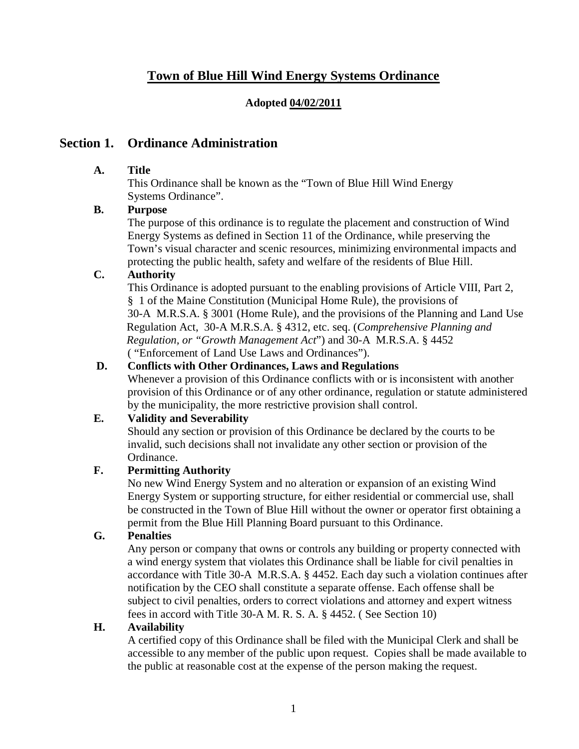# Town of Blue Hill Wind Energy Systems Ordinance

**Adopted 04/02/2011**

## Section 1. Ordinance Administration

**A. Title**

This Ordinance shall be known as the "Town of Blue Hill Wind Energy Systems Ordinance".

**B. Purpose**

The purpose of this ordinance is to regulate the placement and construction of Wind Energy Systems as defined in Section 11 of the Ordinance, while preserving the Town's visual character and scenic resources, minimizing environmental impacts and protecting the public health, safety and welfare of the residents of Blue Hill.

**C. Authority**

This Ordinance is adopted pursuant to the enabling provisions of Article VIII, Part 2, § 1 of the Maine Constitution (Municipal Home Rule), the provisions of 30-A M.R.S.A. § 3001 (Home Rule), and the provisions of the Planning and Land Use Regulation Act, 30-A M.R.S.A. § 4312, etc. seq. (*Comprehensive Planning and Regulation, or "Growth Management Act*") and 30-A M.R.S.A. § 4452 ( "Enforcement of Land Use Laws and Ordinances").

**D. Conflicts with Other Ordinances, Laws and Regulations**

Whenever a provision of this Ordinance conflicts with or is inconsistent with another provision of this Ordinance or of any other ordinance, regulation or statute administered by the municipality, the more restrictive provision shall control.

**E. Validity and Severability**

Should any section or provision of this Ordinance be declared by the courts to be invalid, such decisions shall not invalidate any other section or provision of the Ordinance.

**F. Permitting Authority**

No new Wind Energy System and no alteration or expansion of an existing Wind Energy System or supporting structure, for either residential or commercial use, shall be constructed in the Town of Blue Hill without the owner or operator first obtaining a permit from the Blue Hill Planning Board pursuant to this Ordinance.

**G. Penalties**

Any person or company that owns or controls any building or property connected with a wind energy system that violates this Ordinance shall be liable for civil penalties in accordance with Title 30-A M.R.S.A. § 4452. Each day such a violation continues after notification by the CEO shall constitute a separate offense. Each offense shall be subject to civil penalties, orders to correct violations and attorney and expert witness fees in accord with Title 30-A M. R. S. A. § 4452. ( See Section 10)

**H. Availability**

A certified copy of this Ordinance shall be filed with the Municipal Clerk and shall be accessible to any member of the public upon request. Copies shall be made available to the public at reasonable cost at the expense of the person making the request.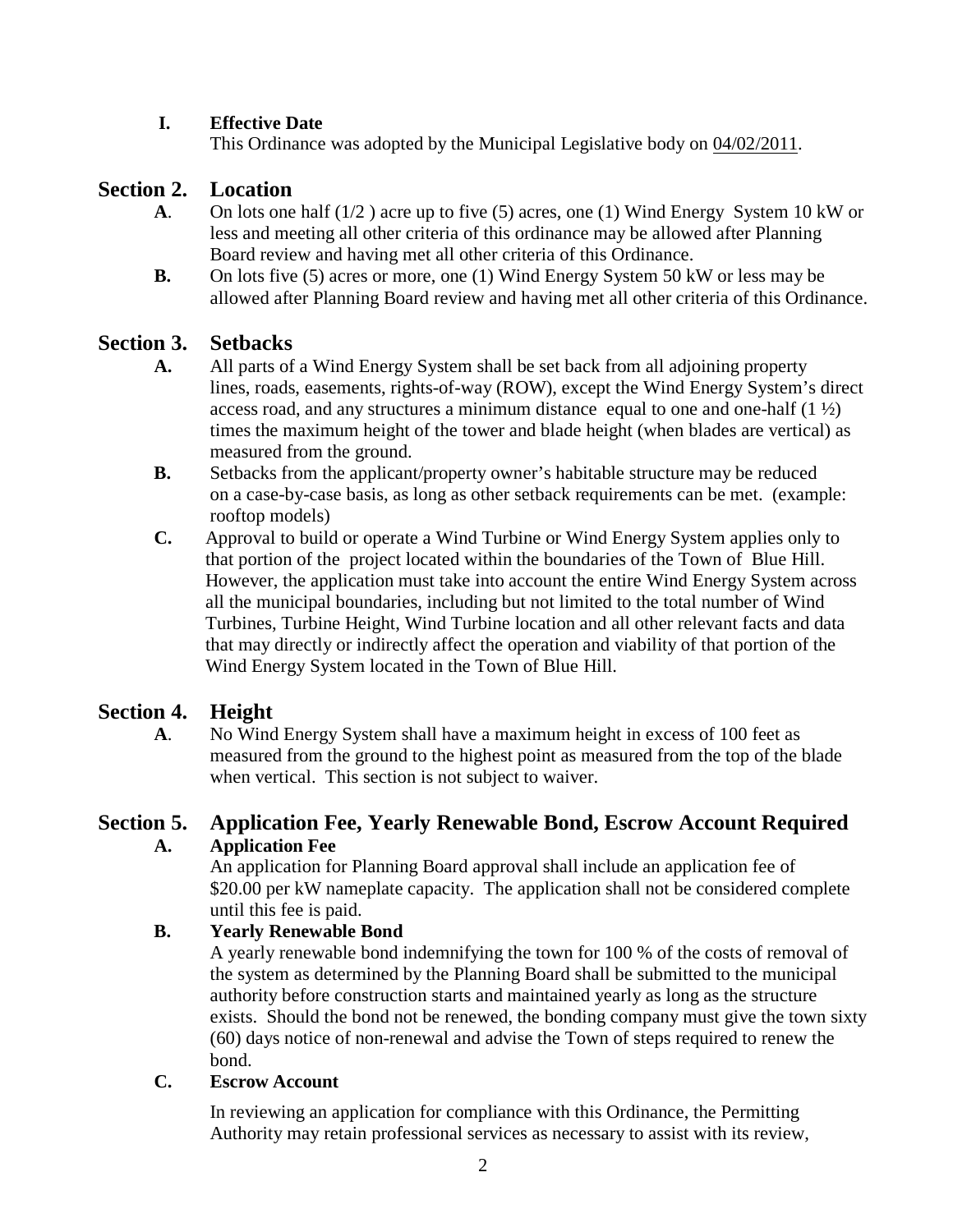**I. Effective Date**

This Ordinance was adopted by the Municipal Legislative body on 04/02/2011.

## Section 2. Location

**A**. On lots one half (1/2 ) acre up to five (5) acres, one (1) Wind Energy System 10 kW or less and meeting all other criteria of this ordinance may be allowed after Planning Board review and having met all other criteria of this Ordinance.

**B.** On lots five (5) acres or more, one (1) Wind Energy System 50 kW or less may be allowed after Planning Board review and having met all other criteria of this Ordinance.

## Section 3. Setbacks

**A.** All parts of a Wind Energy System shall be set back from all adjoining property lines, roads, easements, rights-of-way (ROW), except the Wind Energy System's direct access road, and any structures a minimum distance equal to one and one-half (1 ½) times the maximum height of the tower and blade height (when blades are vertical) as measured from the ground.

**B.** Setbacks from the applicant/property owner's habitable structure may be reduced on a case-by-case basis, as long as other setback requirements can be met. (example: rooftop models)

**C.** Approval to build or operate a Wind Turbine or Wind Energy System applies only to that portion of the project located within the boundaries of the Town of Blue Hill. However, the application must take into account the entire Wind Energy System across all the municipal boundaries, including but not limited to the total number of Wind Turbines, Turbine Height, Wind Turbine location and all other relevant facts and data that may directly or indirectly affect the operation and viability of that portion of the Wind Energy System located in the Town of Blue Hill.

## Section 4. Height

**A**. No Wind Energy System shall have a maximum height in excess of 100 feet as measured from the ground to the highest point as measured from the top of the blade when vertical. This section is not subject to waiver.

## Section 5. Application Fee, Yearly Renewable Bond, Escrow Account Required

**A. Application Fee**

An application for Planning Board approval shall include an application fee of $20.00 per kW nameplate capacity. The application shall not be considered complete until this fee is paid.

**B. Yearly Renewable Bond**

A yearly renewable bond indemnifying the town for 100 % of the costs of removal of the system as determined by the Planning Board shall be submitted to the municipal authority before construction starts and maintained yearly as long as the structure exists. Should the bond not be renewed, the bonding company must give the town sixty (60) days notice of non-renewal and advise the Town of steps required to renew the bond.

**C. Escrow Account**

In reviewing an application for compliance with this Ordinance, the Permitting Authority may retain professional services as necessary to assist with its review,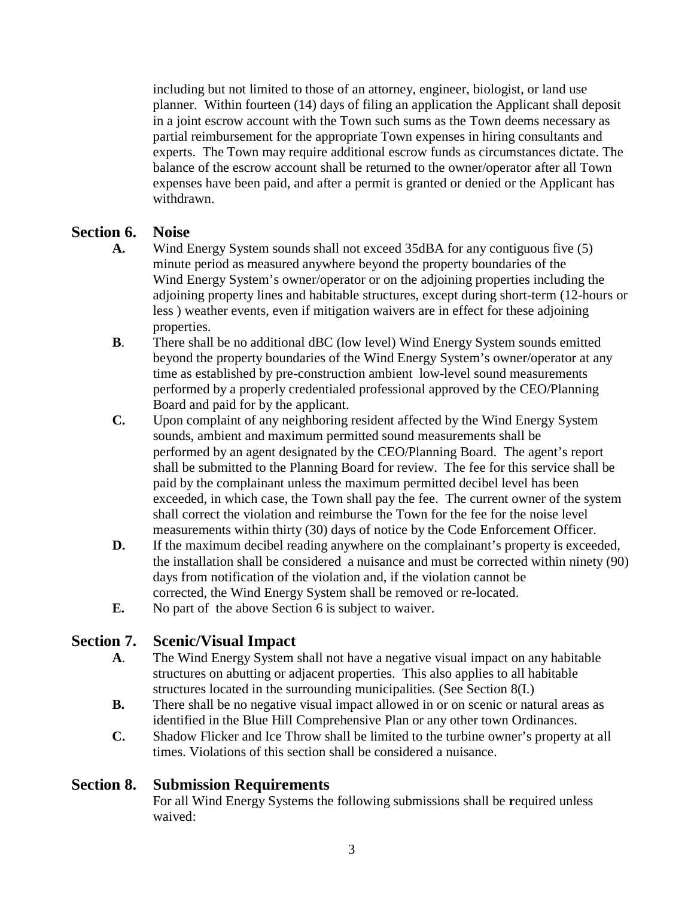including but not limited to those of an attorney, engineer, biologist, or land use planner. Within fourteen (14) days of filing an application the Applicant shall deposit in a joint escrow account with the Town such sums as the Town deems necessary as partial reimbursement for the appropriate Town expenses in hiring consultants and experts. The Town may require additional escrow funds as circumstances dictate. The balance of the escrow account shall be returned to the owner/operator after all Town expenses have been paid, and after a permit is granted or denied or the Applicant has withdrawn.

## Section 6. Noise

**A.** Wind Energy System sounds shall not exceed 35dBA for any contiguous five (5) minute period as measured anywhere beyond the property boundaries of the Wind Energy System's owner/operator or on the adjoining properties including the adjoining property lines and habitable structures, except during short-term (12-hours or less ) weather events, even if mitigation waivers are in effect for these adjoining properties.

**B**. There shall be no additional dBC (low level) Wind Energy System sounds emitted beyond the property boundaries of the Wind Energy System's owner/operator at any time as established by pre-construction ambient low-level sound measurements performed by a properly credentialed professional approved by the CEO/Planning Board and paid for by the applicant.

**C.** Upon complaint of any neighboring resident affected by the Wind Energy System sounds, ambient and maximum permitted sound measurements shall be performed by an agent designated by the CEO/Planning Board. The agent's report shall be submitted to the Planning Board for review. The fee for this service shall be paid by the complainant unless the maximum permitted decibel level has been exceeded, in which case, the Town shall pay the fee. The current owner of the system shall correct the violation and reimburse the Town for the fee for the noise level measurements within thirty (30) days of notice by the Code Enforcement Officer.

**D.** If the maximum decibel reading anywhere on the complainant's property is exceeded, the installation shall be considered a nuisance and must be corrected within ninety (90) days from notification of the violation and, if the violation cannot be corrected, the Wind Energy System shall be removed or re-located.

**E.** No part of the above Section 6 is subject to waiver.

## Section 7. Scenic/Visual Impact

**A**. The Wind Energy System shall not have a negative visual impact on any habitable structures on abutting or adjacent properties. This also applies to all habitable structures located in the surrounding municipalities. (See Section 8(I.)

**B.** There shall be no negative visual impact allowed in or on scenic or natural areas as identified in the Blue Hill Comprehensive Plan or any other town Ordinances.

**C.** Shadow Flicker and Ice Throw shall be limited to the turbine owner's property at all times. Violations of this section shall be considered a nuisance.

## Section 8. Submission Requirements

For all Wind Energy Systems the following submissions shall be **r**equired unless waived: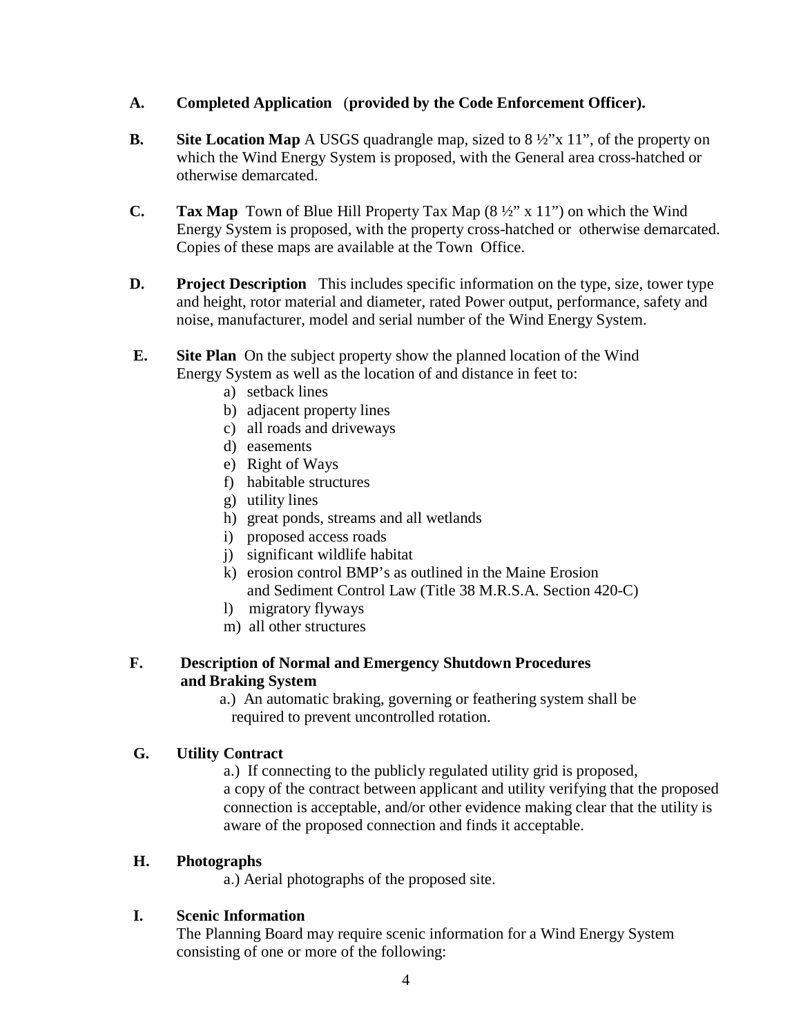**A. Completed Application** (**provided by the Code Enforcement Officer).**

**B. Site Location Map** A USGS quadrangle map, sized to 8 ½"x 11", of the property on which the Wind Energy System is proposed, with the General area cross-hatched or otherwise demarcated.

**C. Tax Map** Town of Blue Hill Property Tax Map (8 ½" x 11") on which the Wind Energy System is proposed, with the property cross-hatched or otherwise demarcated. Copies of these maps are available at the Town Office.

**D. Project Description** This includes specific information on the type, size, tower type and height, rotor material and diameter, rated Power output, performance, safety and noise, manufacturer, model and serial number of the Wind Energy System.

**E. Site Plan** On the subject property show the planned location of the Wind Energy System as well as the location of and distance in feet to:

a) setback lines
b) adjacent property lines
c) all roads and driveways
d) easements
e) Right of Ways
f) habitable structures
g) utility lines
h) great ponds, streams and all wetlands
i) proposed access roads
j) significant wildlife habitat
k) erosion control BMP's as outlined in the Maine Erosion and Sediment Control Law (Title 38 M.R.S.A. Section 420-C)
l) migratory flyways
m) all other structures

**F. Description of Normal and Emergency Shutdown Procedures and Braking System**

a.) An automatic braking, governing or feathering system shall be required to prevent uncontrolled rotation.

**G. Utility Contract**

a.) If connecting to the publicly regulated utility grid is proposed, a copy of the contract between applicant and utility verifying that the proposed connection is acceptable, and/or other evidence making clear that the utility is aware of the proposed connection and finds it acceptable.

**H. Photographs**

a.) Aerial photographs of the proposed site.

**I. Scenic Information**

The Planning Board may require scenic information for a Wind Energy System consisting of one or more of the following: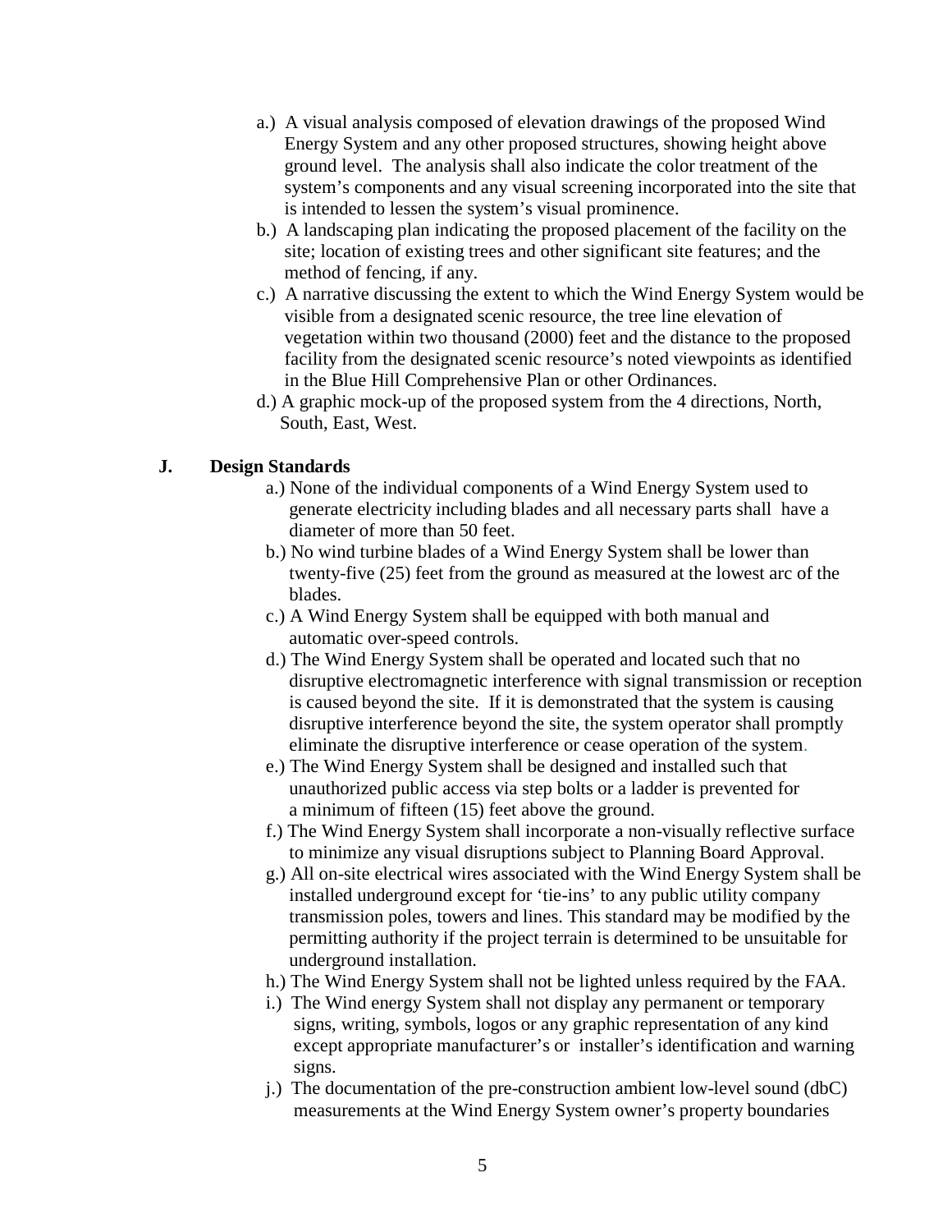a.) A visual analysis composed of elevation drawings of the proposed Wind Energy System and any other proposed structures, showing height above ground level. The analysis shall also indicate the color treatment of the system's components and any visual screening incorporated into the site that is intended to lessen the system's visual prominence.

b.) A landscaping plan indicating the proposed placement of the facility on the site; location of existing trees and other significant site features; and the method of fencing, if any.

c.) A narrative discussing the extent to which the Wind Energy System would be visible from a designated scenic resource, the tree line elevation of vegetation within two thousand (2000) feet and the distance to the proposed facility from the designated scenic resource's noted viewpoints as identified in the Blue Hill Comprehensive Plan or other Ordinances.

d.) A graphic mock-up of the proposed system from the 4 directions, North, South, East, West.

**J. Design Standards**

a.) None of the individual components of a Wind Energy System used to generate electricity including blades and all necessary parts shall have a diameter of more than 50 feet.

b.) No wind turbine blades of a Wind Energy System shall be lower than twenty-five (25) feet from the ground as measured at the lowest arc of the blades.

c.) A Wind Energy System shall be equipped with both manual and automatic over-speed controls.

d.) The Wind Energy System shall be operated and located such that no disruptive electromagnetic interference with signal transmission or reception is caused beyond the site. If it is demonstrated that the system is causing disruptive interference beyond the site, the system operator shall promptly eliminate the disruptive interference or cease operation of the system.

e.) The Wind Energy System shall be designed and installed such that unauthorized public access via step bolts or a ladder is prevented for a minimum of fifteen (15) feet above the ground.

f.) The Wind Energy System shall incorporate a non-visually reflective surface to minimize any visual disruptions subject to Planning Board Approval.

g.) All on-site electrical wires associated with the Wind Energy System shall be installed underground except for 'tie-ins' to any public utility company transmission poles, towers and lines. This standard may be modified by the permitting authority if the project terrain is determined to be unsuitable for underground installation.

h.) The Wind Energy System shall not be lighted unless required by the FAA.

i.) The Wind energy System shall not display any permanent or temporary signs, writing, symbols, logos or any graphic representation of any kind except appropriate manufacturer's or installer's identification and warning signs.

j.) The documentation of the pre-construction ambient low-level sound (dbC) measurements at the Wind Energy System owner's property boundaries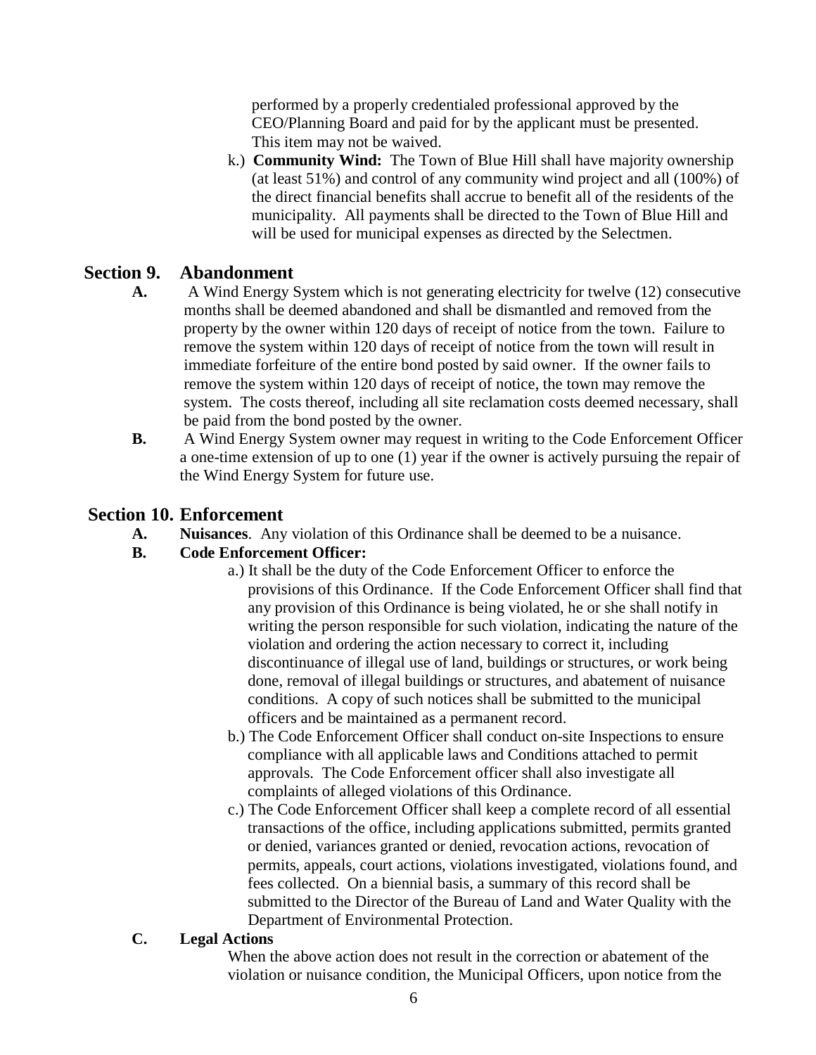performed by a properly credentialed professional approved by the CEO/Planning Board and paid for by the applicant must be presented. This item may not be waived.

k.) **Community Wind:** The Town of Blue Hill shall have majority ownership (at least 51%) and control of any community wind project and all (100%) of the direct financial benefits shall accrue to benefit all of the residents of the municipality. All payments shall be directed to the Town of Blue Hill and will be used for municipal expenses as directed by the Selectmen.

## Section 9. Abandonment

**A.** A Wind Energy System which is not generating electricity for twelve (12) consecutive months shall be deemed abandoned and shall be dismantled and removed from the property by the owner within 120 days of receipt of notice from the town. Failure to remove the system within 120 days of receipt of notice from the town will result in immediate forfeiture of the entire bond posted by said owner. If the owner fails to remove the system within 120 days of receipt of notice, the town may remove the system. The costs thereof, including all site reclamation costs deemed necessary, shall be paid from the bond posted by the owner.

**B.** A Wind Energy System owner may request in writing to the Code Enforcement Officer a one-time extension of up to one (1) year if the owner is actively pursuing the repair of the Wind Energy System for future use.

## Section 10. Enforcement

**A.** **Nuisances**. Any violation of this Ordinance shall be deemed to be a nuisance.

**B.** **Code Enforcement Officer:**

a.) It shall be the duty of the Code Enforcement Officer to enforce the provisions of this Ordinance. If the Code Enforcement Officer shall find that any provision of this Ordinance is being violated, he or she shall notify in writing the person responsible for such violation, indicating the nature of the violation and ordering the action necessary to correct it, including discontinuance of illegal use of land, buildings or structures, or work being done, removal of illegal buildings or structures, and abatement of nuisance conditions. A copy of such notices shall be submitted to the municipal officers and be maintained as a permanent record.

b.) The Code Enforcement Officer shall conduct on-site Inspections to ensure compliance with all applicable laws and Conditions attached to permit approvals. The Code Enforcement officer shall also investigate all complaints of alleged violations of this Ordinance.

c.) The Code Enforcement Officer shall keep a complete record of all essential transactions of the office, including applications submitted, permits granted or denied, variances granted or denied, revocation actions, revocation of permits, appeals, court actions, violations investigated, violations found, and fees collected. On a biennial basis, a summary of this record shall be submitted to the Director of the Bureau of Land and Water Quality with the Department of Environmental Protection.

**C.** **Legal Actions**

When the above action does not result in the correction or abatement of the violation or nuisance condition, the Municipal Officers, upon notice from the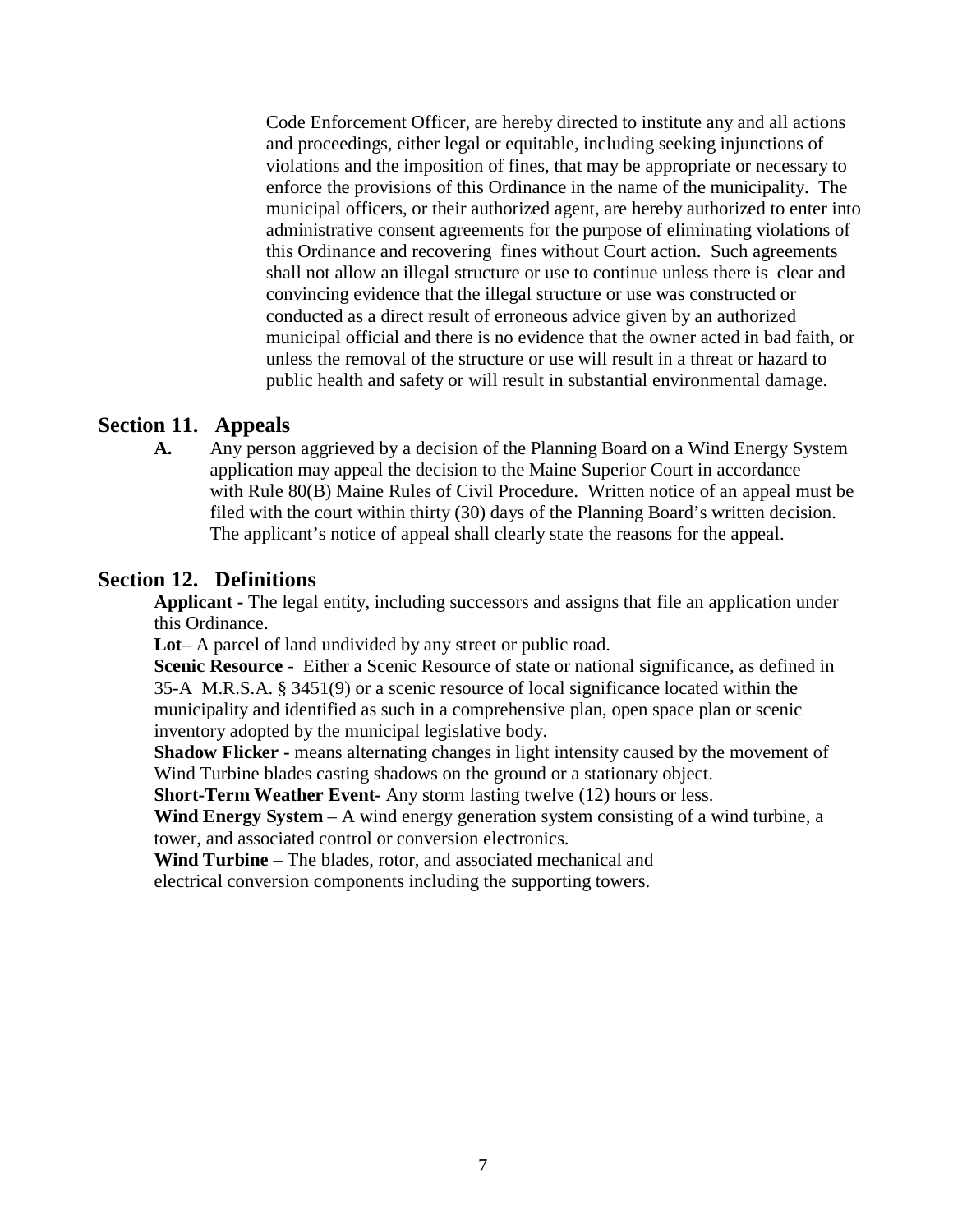Code Enforcement Officer, are hereby directed to institute any and all actions and proceedings, either legal or equitable, including seeking injunctions of violations and the imposition of fines, that may be appropriate or necessary to enforce the provisions of this Ordinance in the name of the municipality. The municipal officers, or their authorized agent, are hereby authorized to enter into administrative consent agreements for the purpose of eliminating violations of this Ordinance and recovering fines without Court action. Such agreements shall not allow an illegal structure or use to continue unless there is clear and convincing evidence that the illegal structure or use was constructed or conducted as a direct result of erroneous advice given by an authorized municipal official and there is no evidence that the owner acted in bad faith, or unless the removal of the structure or use will result in a threat or hazard to public health and safety or will result in substantial environmental damage.

## Section 11. Appeals

**A.** Any person aggrieved by a decision of the Planning Board on a Wind Energy System application may appeal the decision to the Maine Superior Court in accordance with Rule 80(B) Maine Rules of Civil Procedure. Written notice of an appeal must be filed with the court within thirty (30) days of the Planning Board's written decision. The applicant's notice of appeal shall clearly state the reasons for the appeal.

## Section 12. Definitions

**Applicant -** The legal entity, including successors and assigns that file an application under this Ordinance.

**Lot**– A parcel of land undivided by any street or public road.

**Scenic Resource** - Either a Scenic Resource of state or national significance, as defined in 35-A M.R.S.A. § 3451(9) or a scenic resource of local significance located within the municipality and identified as such in a comprehensive plan, open space plan or scenic inventory adopted by the municipal legislative body.

**Shadow Flicker -** means alternating changes in light intensity caused by the movement of Wind Turbine blades casting shadows on the ground or a stationary object.

**Short-Term Weather Event-** Any storm lasting twelve (12) hours or less.

**Wind Energy System** – A wind energy generation system consisting of a wind turbine, a tower, and associated control or conversion electronics.

**Wind Turbine** – The blades, rotor, and associated mechanical and electrical conversion components including the supporting towers.